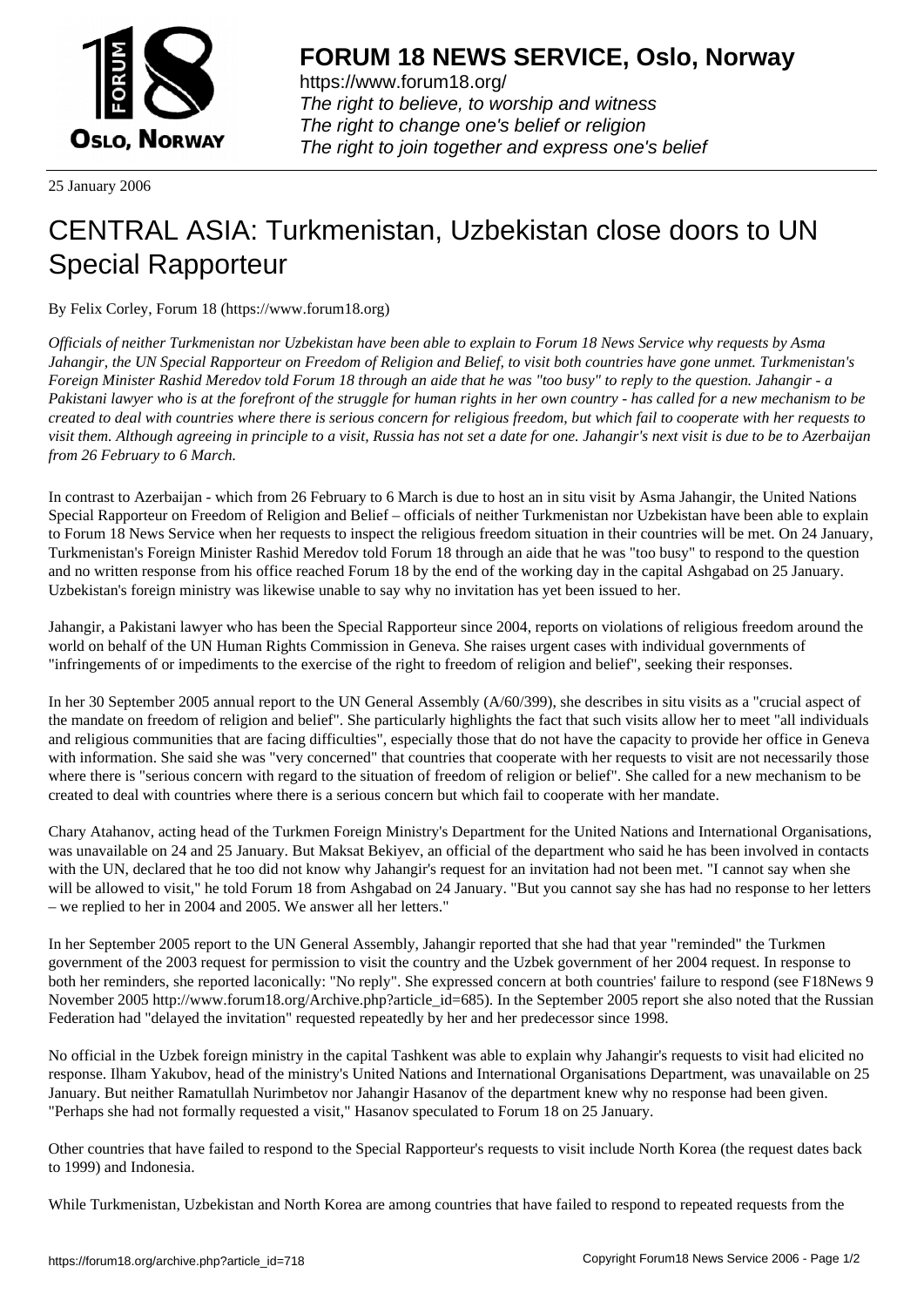25 January 2006

# CENTRAL ASIA: Turkmenistan, Uzbekistan close doors to UN Special Rapporteur

By Felix Corley, Forum 18 (https://www.forum18.org)

*Officials of neither Turkmenistan nor Uzbekistan have been able to explain to Forum 18 News Service why requests by Asma Jahangir, the UN Special Rapporteur on Freedom of Religion and Belief, to visit both countries have gone unmet. Turkmenistan's Foreign Minister Rashid Meredov told Forum 18 through an aide that he was "too busy" to reply to the question. Jahangir - a Pakistani lawyer who is at the forefront of the struggle for human rights in her own country - has called for a new mechanism to be created to deal with countries where there is serious concern for religious freedom, but which fail to cooperate with her requests to visit them. Although agreeing in principle to a visit, Russia has not set a date for one. Jahangir's next visit is due to be to Azerbaijan from 26 February to 6 March.*

In contrast to Azerbaijan - which from 26 February to 6 March is due to host an in situ visit by Asma Jahangir, the United Nations Special Rapporteur on Freedom of Religion and Belief – officials of neither Turkmenistan nor Uzbekistan have been able to explain to Forum 18 News Service when her requests to inspect the religious freedom situation in their countries will be met. On 24 January, Turkmenistan's Foreign Minister Rashid Meredov told Forum 18 through an aide that he was "too busy" to respond to the question and no written response from his office reached Forum 18 by the end of the working day in the capital Ashgabad on 25 January. Uzbekistan's foreign ministry was likewise unable to say why no invitation has yet been issued to her.

Jahangir, a Pakistani lawyer who has been the Special Rapporteur since 2004, reports on violations of religious freedom around the world on behalf of the UN Human Rights Commission in Geneva. She raises urgent cases with individual governments of "infringements of or impediments to the exercise of the right to freedom of religion and belief", seeking their responses.

In her 30 September 2005 annual report to the UN General Assembly (A/60/399), she describes in situ visits as a "crucial aspect of the mandate on freedom of religion and belief". She particularly highlights the fact that such visits allow her to meet "all individuals and religious communities that are facing difficulties", especially those that do not have the capacity to provide her office in Geneva with information. She said she was "very concerned" that countries that cooperate with her requests to visit are not necessarily those where there is "serious concern with regard to the situation of freedom of religion or belief". She called for a new mechanism to be created to deal with countries where there is a serious concern but which fail to cooperate with her mandate.

Chary Atahanov, acting head of the Turkmen Foreign Ministry's Department for the United Nations and International Organisations, was unavailable on 24 and 25 January. But Maksat Bekiyev, an official of the department who said he has been involved in contacts with the UN, declared that he too did not know why Jahangir's request for an invitation had not been met. "I cannot say when she will be allowed to visit," he told Forum 18 from Ashgabad on 24 January. "But you cannot say she has had no response to her letters – we replied to her in 2004 and 2005. We answer all her letters."

In her September 2005 report to the UN General Assembly, Jahangir reported that she had that year "reminded" the Turkmen government of the 2003 request for permission to visit the country and the Uzbek government of her 2004 request. In response to both her reminders, she reported laconically: "No reply". She expressed concern at both countries' failure to respond (see F18News 9 November 2005 http://www.forum18.org/Archive.php?article_id=685). In the September 2005 report she also noted that the Russian Federation had "delayed the invitation" requested repeatedly by her and her predecessor since 1998.

No official in the Uzbek foreign ministry in the capital Tashkent was able to explain why Jahangir's requests to visit had elicited no response. Ilham Yakubov, head of the ministry's United Nations and International Organisations Department, was unavailable on 25 January. But neither Ramatullah Nurimbetov nor Jahangir Hasanov of the department knew why no response had been given. "Perhaps she had not formally requested a visit," Hasanov speculated to Forum 18 on 25 January.

Other countries that have failed to respond to the Special Rapporteur's requests to visit include North Korea (the request dates back to 1999) and Indonesia.

While Turkmenistan, Uzbekistan and North Korea are among countries that have failed to respond to repeated requests from the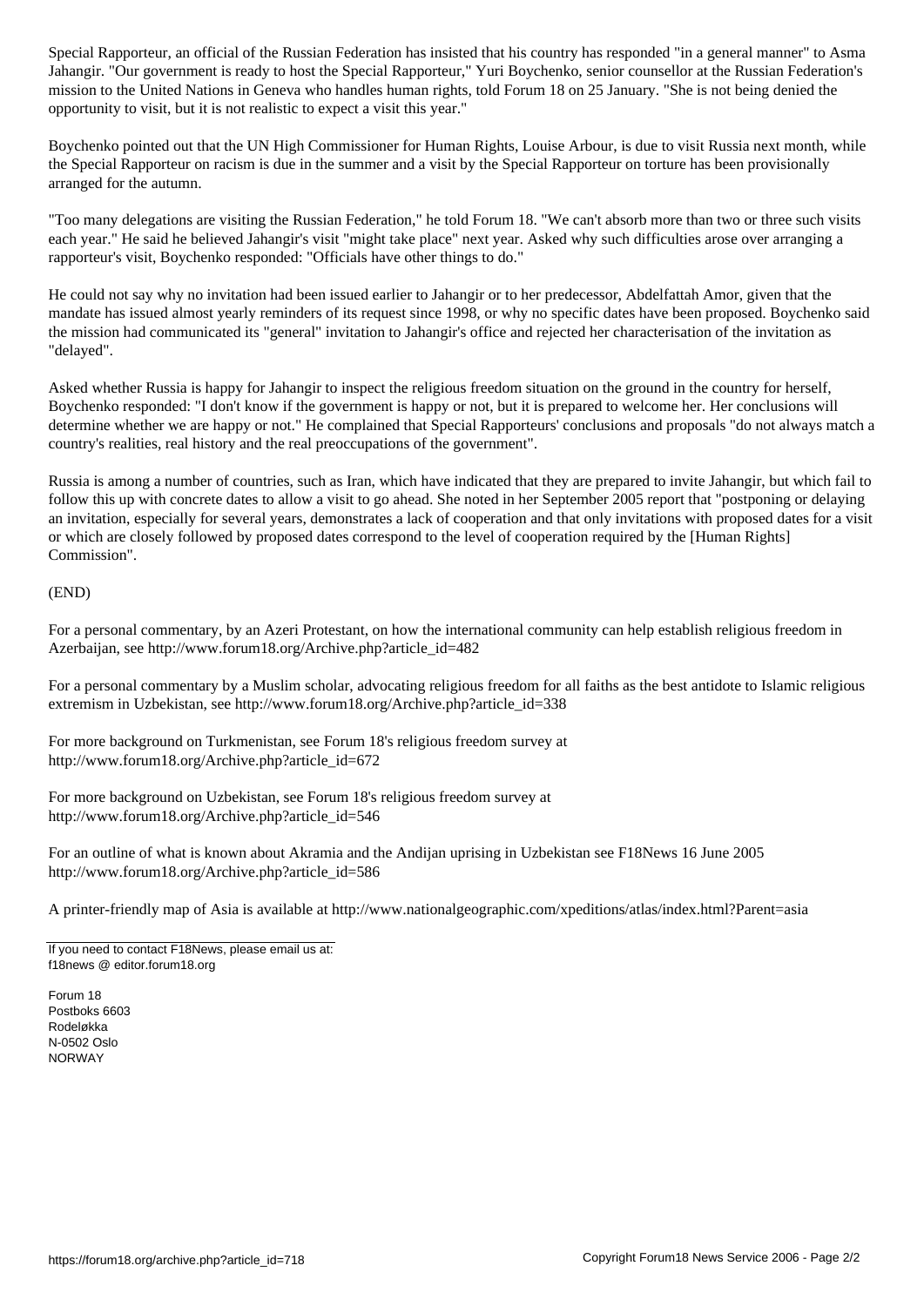Special Rapporteur, an official of the Russian Federation has insisted that his country has responded "in a general manner" to Asma Jahangir. "Our government is ready to host the Special Rapporteur," Yuri Boychenko, senior counsellor at the Russian Federation's mission to the United Nations in Geneva who handles human rights, told Forum 18 on 25 January. "She is not being denied the opportunity to visit, but it is not realistic to expect a visit this year."

Boychenko pointed out that the UN High Commissioner for Human Rights, Louise Arbour, is due to visit Russia next month, while the Special Rapporteur on racism is due in the summer and a visit by the Special Rapporteur on torture has been provisionally arranged for the autumn.

"Too many delegations are visiting the Russian Federation," he told Forum 18. "We can't absorb more than two or three such visits each year." He said he believed Jahangir's visit "might take place" next year. Asked why such difficulties arose over arranging a rapporteur's visit, Boychenko responded: "Officials have other things to do."

He could not say why no invitation had been issued earlier to Jahangir or to her predecessor, Abdelfattah Amor, given that the mandate has issued almost yearly reminders of its request since 1998, or why no specific dates have been proposed. Boychenko said the mission had communicated its "general" invitation to Jahangir's office and rejected her characterisation of the invitation as "delayed".

Asked whether Russia is happy for Jahangir to inspect the religious freedom situation on the ground in the country for herself, Boychenko responded: "I don't know if the government is happy or not, but it is prepared to welcome her. Her conclusions will determine whether we are happy or not." He complained that Special Rapporteurs' conclusions and proposals "do not always match a country's realities, real history and the real preoccupations of the government".

Russia is among a number of countries, such as Iran, which have indicated that they are prepared to invite Jahangir, but which fail to follow this up with concrete dates to allow a visit to go ahead. She noted in her September 2005 report that "postponing or delaying an invitation, especially for several years, demonstrates a lack of cooperation and that only invitations with proposed dates for a visit or which are closely followed by proposed dates correspond to the level of cooperation required by the [Human Rights] Commission".

(END)

For a personal commentary, by an Azeri Protestant, on how the international community can help establish religious freedom in Azerbaijan, see http://www.forum18.org/Archive.php?article_id=482

For a personal commentary by a Muslim scholar, advocating religious freedom for all faiths as the best antidote to Islamic religious extremism in Uzbekistan, see http://www.forum18.org/Archive.php?article_id=338

For more background on Turkmenistan, see Forum 18's religious freedom survey at http://www.forum18.org/Archive.php?article_id=672

For more background on Uzbekistan, see Forum 18's religious freedom survey at http://www.forum18.org/Archive.php?article_id=546

For an outline of what is known about Akramia and the Andijan uprising in Uzbekistan see F18News 16 June 2005 http://www.forum18.org/Archive.php?article_id=586

A printer-friendly map of Asia is available at http://www.nationalgeographic.com/xpeditions/atlas/index.html?Parent=asia

If you need to contact F18News, please email us at:
f18news @ editor.forum18.org

Forum 18
Postboks 6603
Rodeløkka
N-0502 Oslo
NORWAY